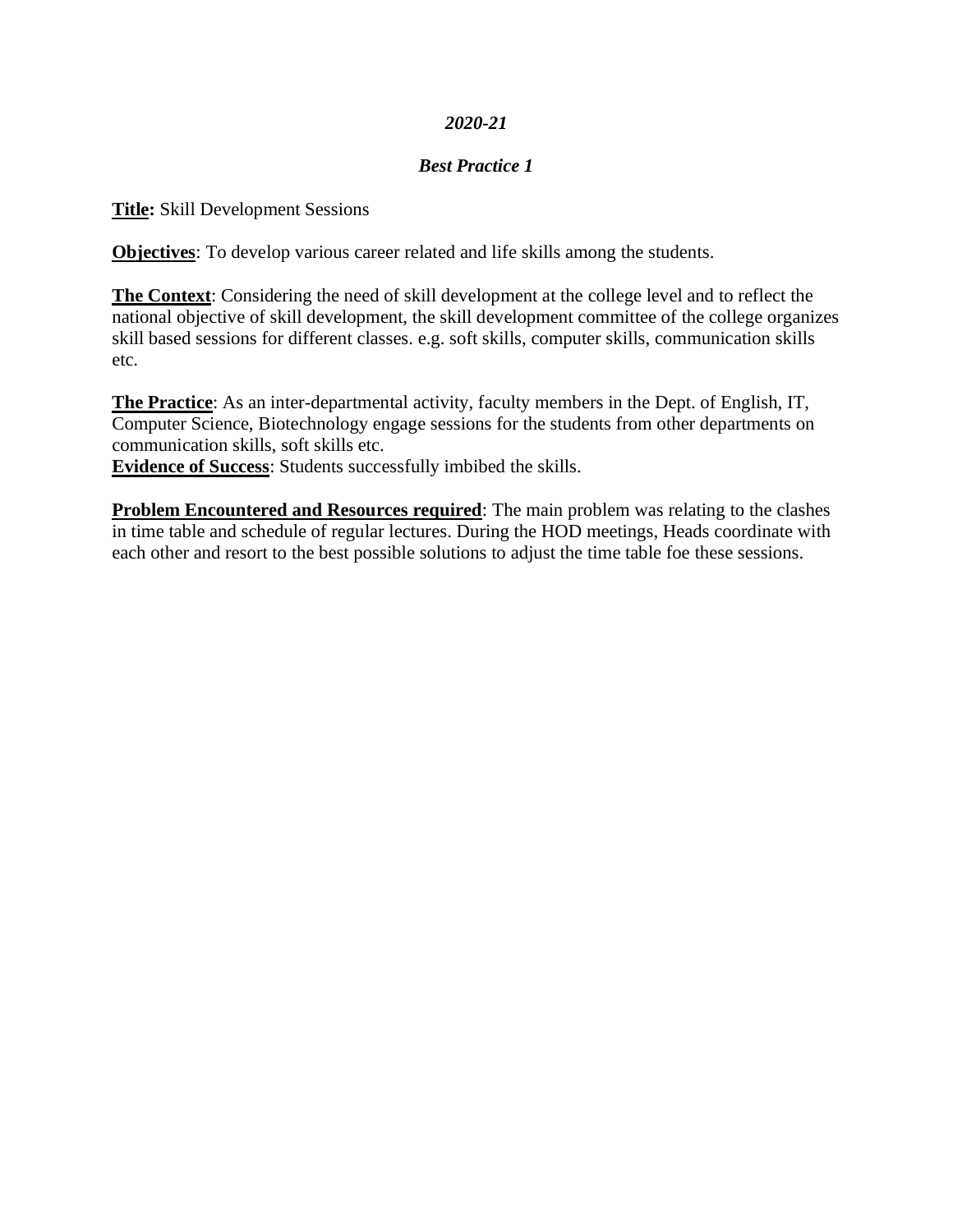*2020-21*

*Best Practice 1*

**Title:** Skill Development Sessions

**Objectives**: To develop various career related and life skills among the students.

**The Context**: Considering the need of skill development at the college level and to reflect the national objective of skill development, the skill development committee of the college organizes skill based sessions for different classes. e.g. soft skills, computer skills, communication skills etc.

**The Practice**: As an inter-departmental activity, faculty members in the Dept. of English, IT, Computer Science, Biotechnology engage sessions for the students from other departments on communication skills, soft skills etc.

**Evidence of Success**: Students successfully imbibed the skills.

**Problem Encountered and Resources required**: The main problem was relating to the clashes in time table and schedule of regular lectures. During the HOD meetings, Heads coordinate with each other and resort to the best possible solutions to adjust the time table foe these sessions.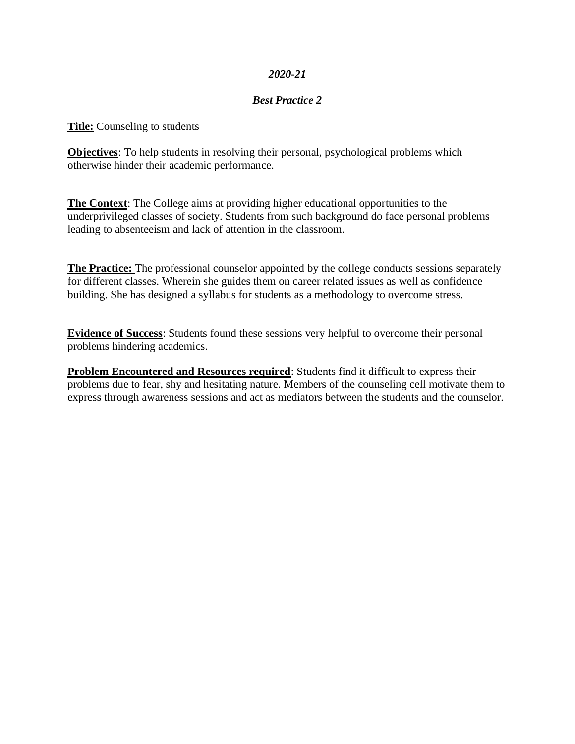*2020-21*

*Best Practice 2*

**Title:** Counseling to students

**Objectives**: To help students in resolving their personal, psychological problems which otherwise hinder their academic performance.

**The Context**: The College aims at providing higher educational opportunities to the underprivileged classes of society. Students from such background do face personal problems leading to absenteeism and lack of attention in the classroom.

**The Practice:** The professional counselor appointed by the college conducts sessions separately for different classes. Wherein she guides them on career related issues as well as confidence building. She has designed a syllabus for students as a methodology to overcome stress.

**Evidence of Success**: Students found these sessions very helpful to overcome their personal problems hindering academics.

**Problem Encountered and Resources required**: Students find it difficult to express their problems due to fear, shy and hesitating nature. Members of the counseling cell motivate them to express through awareness sessions and act as mediators between the students and the counselor.